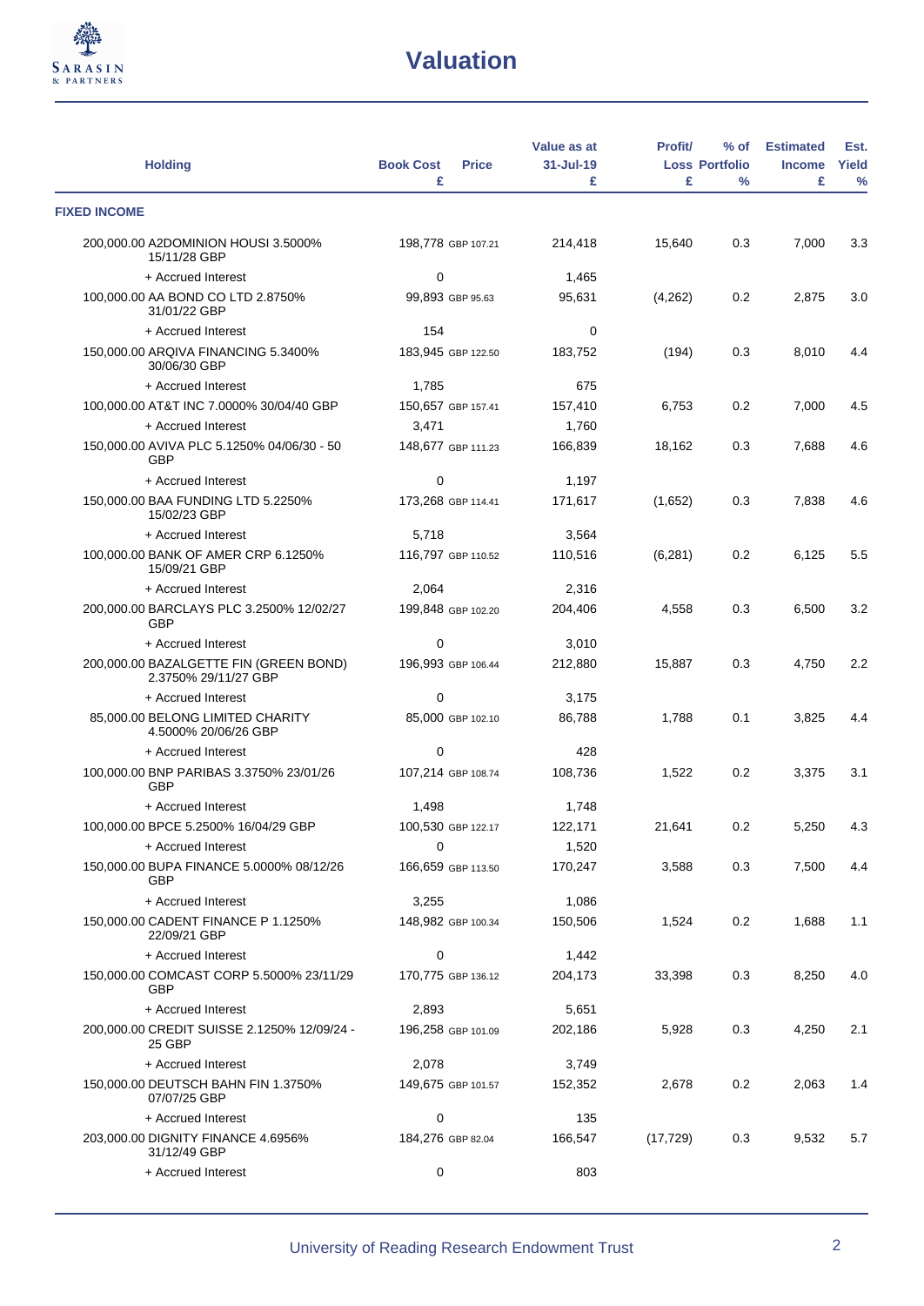# Valuation

| Holding | Book Cost £ | Price | Value as at 31-Jul-19 £ | Profit/ Loss £ | % of Portfolio % | Estimated Income £ | Est. Yield % |
|---|---|---|---|---|---|---|---|
| **FIXED INCOME** | | | | | | | |
| 200,000.00 A2DOMINION HOUSI 3.5000% 15/11/28 GBP | 198,778 | GBP 107.21 | 214,418 | 15,640 | 0.3 | 7,000 | 3.3 |
| + Accrued Interest | 0 | | 1,465 | | | | |
| 100,000.00 AA BOND CO LTD 2.8750% 31/01/22 GBP | 99,893 | GBP 95.63 | 95,631 | (4,262) | 0.2 | 2,875 | 3.0 |
| + Accrued Interest | 154 | | 0 | | | | |
| 150,000.00 ARQIVA FINANCING 5.3400% 30/06/30 GBP | 183,945 | GBP 122.50 | 183,752 | (194) | 0.3 | 8,010 | 4.4 |
| + Accrued Interest | 1,785 | | 675 | | | | |
| 100,000.00 AT&T INC 7.0000% 30/04/40 GBP | 150,657 | GBP 157.41 | 157,410 | 6,753 | 0.2 | 7,000 | 4.5 |
| + Accrued Interest | 3,471 | | 1,760 | | | | |
| 150,000.00 AVIVA PLC 5.1250% 04/06/30 - 50 GBP | 148,677 | GBP 111.23 | 166,839 | 18,162 | 0.3 | 7,688 | 4.6 |
| + Accrued Interest | 0 | | 1,197 | | | | |
| 150,000.00 BAA FUNDING LTD 5.2250% 15/02/23 GBP | 173,268 | GBP 114.41 | 171,617 | (1,652) | 0.3 | 7,838 | 4.6 |
| + Accrued Interest | 5,718 | | 3,564 | | | | |
| 100,000.00 BANK OF AMER CRP 6.1250% 15/09/21 GBP | 116,797 | GBP 110.52 | 110,516 | (6,281) | 0.2 | 6,125 | 5.5 |
| + Accrued Interest | 2,064 | | 2,316 | | | | |
| 200,000.00 BARCLAYS PLC 3.2500% 12/02/27 GBP | 199,848 | GBP 102.20 | 204,406 | 4,558 | 0.3 | 6,500 | 3.2 |
| + Accrued Interest | 0 | | 3,010 | | | | |
| 200,000.00 BAZALGETTE FIN (GREEN BOND) 2.3750% 29/11/27 GBP | 196,993 | GBP 106.44 | 212,880 | 15,887 | 0.3 | 4,750 | 2.2 |
| + Accrued Interest | 0 | | 3,175 | | | | |
| 85,000.00 BELONG LIMITED CHARITY 4.5000% 20/06/26 GBP | 85,000 | GBP 102.10 | 86,788 | 1,788 | 0.1 | 3,825 | 4.4 |
| + Accrued Interest | 0 | | 428 | | | | |
| 100,000.00 BNP PARIBAS 3.3750% 23/01/26 GBP | 107,214 | GBP 108.74 | 108,736 | 1,522 | 0.2 | 3,375 | 3.1 |
| + Accrued Interest | 1,498 | | 1,748 | | | | |
| 100,000.00 BPCE 5.2500% 16/04/29 GBP | 100,530 | GBP 122.17 | 122,171 | 21,641 | 0.2 | 5,250 | 4.3 |
| + Accrued Interest | 0 | | 1,520 | | | | |
| 150,000.00 BUPA FINANCE 5.0000% 08/12/26 GBP | 166,659 | GBP 113.50 | 170,247 | 3,588 | 0.3 | 7,500 | 4.4 |
| + Accrued Interest | 3,255 | | 1,086 | | | | |
| 150,000.00 CADENT FINANCE P 1.1250% 22/09/21 GBP | 148,982 | GBP 100.34 | 150,506 | 1,524 | 0.2 | 1,688 | 1.1 |
| + Accrued Interest | 0 | | 1,442 | | | | |
| 150,000.00 COMCAST CORP 5.5000% 23/11/29 GBP | 170,775 | GBP 136.12 | 204,173 | 33,398 | 0.3 | 8,250 | 4.0 |
| + Accrued Interest | 2,893 | | 5,651 | | | | |
| 200,000.00 CREDIT SUISSE 2.1250% 12/09/24 - 25 GBP | 196,258 | GBP 101.09 | 202,186 | 5,928 | 0.3 | 4,250 | 2.1 |
| + Accrued Interest | 2,078 | | 3,749 | | | | |
| 150,000.00 DEUTSCH BAHN FIN 1.3750% 07/07/25 GBP | 149,675 | GBP 101.57 | 152,352 | 2,678 | 0.2 | 2,063 | 1.4 |
| + Accrued Interest | 0 | | 135 | | | | |
| 203,000.00 DIGNITY FINANCE 4.6956% 31/12/49 GBP | 184,276 | GBP 82.04 | 166,547 | (17,729) | 0.3 | 9,532 | 5.7 |
| + Accrued Interest | 0 | | 803 | | | | |

University of Reading Research Endowment Trust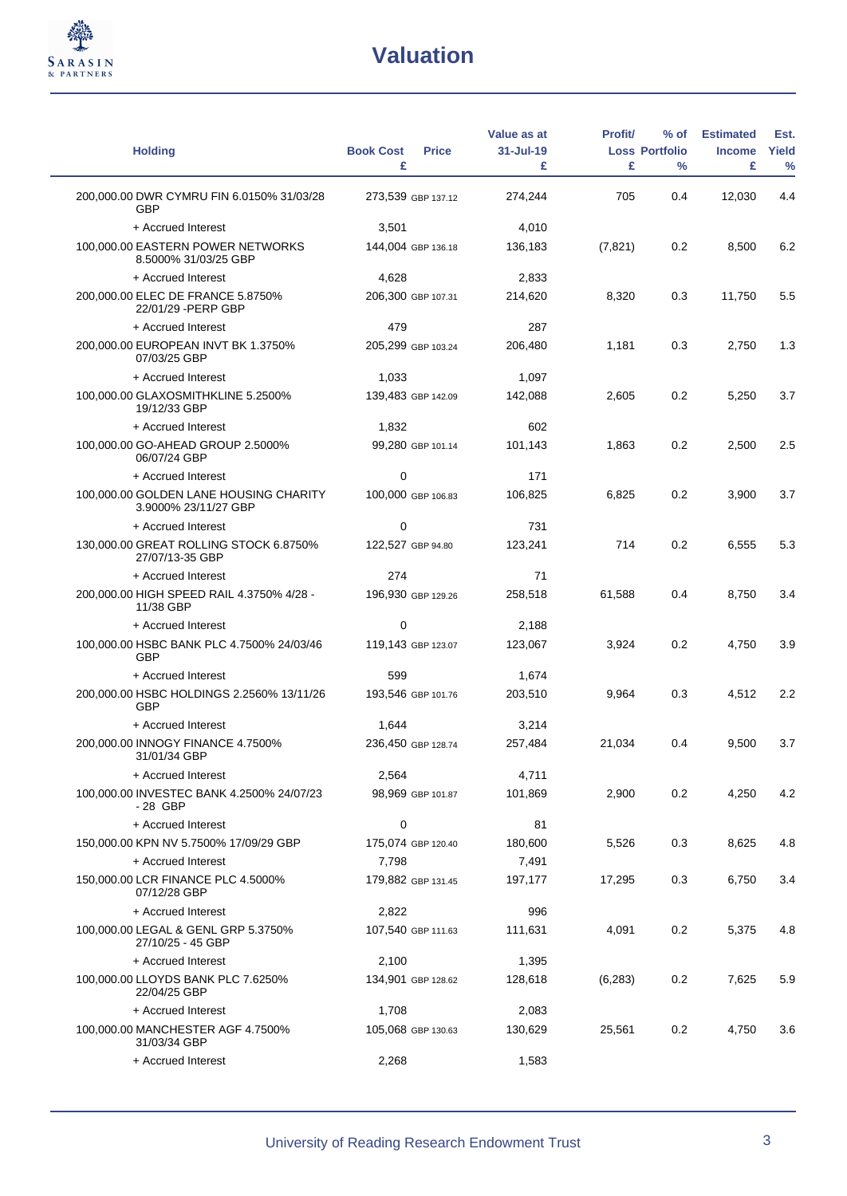# Valuation

| Holding | Book Cost £ | Price | Value as at 31-Jul-19 £ | Profit/ Loss £ | % of Portfolio % | Estimated Income £ | Est. Yield % |
|---|---|---|---|---|---|---|---|
| 200,000.00 DWR CYMRU FIN 6.0150% 31/03/28 GBP | 273,539 | GBP 137.12 | 274,244 | 705 | 0.4 | 12,030 | 4.4 |
| + Accrued Interest | 3,501 | | 4,010 | | | | |
| 100,000.00 EASTERN POWER NETWORKS 8.5000% 31/03/25 GBP | 144,004 | GBP 136.18 | 136,183 | (7,821) | 0.2 | 8,500 | 6.2 |
| + Accrued Interest | 4,628 | | 2,833 | | | | |
| 200,000.00 ELEC DE FRANCE 5.8750% 22/01/29 -PERP GBP | 206,300 | GBP 107.31 | 214,620 | 8,320 | 0.3 | 11,750 | 5.5 |
| + Accrued Interest | 479 | | 287 | | | | |
| 200,000.00 EUROPEAN INVT BK 1.3750% 07/03/25 GBP | 205,299 | GBP 103.24 | 206,480 | 1,181 | 0.3 | 2,750 | 1.3 |
| + Accrued Interest | 1,033 | | 1,097 | | | | |
| 100,000.00 GLAXOSMITHKLINE 5.2500% 19/12/33 GBP | 139,483 | GBP 142.09 | 142,088 | 2,605 | 0.2 | 5,250 | 3.7 |
| + Accrued Interest | 1,832 | | 602 | | | | |
| 100,000.00 GO-AHEAD GROUP 2.5000% 06/07/24 GBP | 99,280 | GBP 101.14 | 101,143 | 1,863 | 0.2 | 2,500 | 2.5 |
| + Accrued Interest | 0 | | 171 | | | | |
| 100,000.00 GOLDEN LANE HOUSING CHARITY 3.9000% 23/11/27 GBP | 100,000 | GBP 106.83 | 106,825 | 6,825 | 0.2 | 3,900 | 3.7 |
| + Accrued Interest | 0 | | 731 | | | | |
| 130,000.00 GREAT ROLLING STOCK 6.8750% 27/07/13-35 GBP | 122,527 | GBP 94.80 | 123,241 | 714 | 0.2 | 6,555 | 5.3 |
| + Accrued Interest | 274 | | 71 | | | | |
| 200,000.00 HIGH SPEED RAIL 4.3750% 4/28 - 11/38 GBP | 196,930 | GBP 129.26 | 258,518 | 61,588 | 0.4 | 8,750 | 3.4 |
| + Accrued Interest | 0 | | 2,188 | | | | |
| 100,000.00 HSBC BANK PLC 4.7500% 24/03/46 GBP | 119,143 | GBP 123.07 | 123,067 | 3,924 | 0.2 | 4,750 | 3.9 |
| + Accrued Interest | 599 | | 1,674 | | | | |
| 200,000.00 HSBC HOLDINGS 2.2560% 13/11/26 GBP | 193,546 | GBP 101.76 | 203,510 | 9,964 | 0.3 | 4,512 | 2.2 |
| + Accrued Interest | 1,644 | | 3,214 | | | | |
| 200,000.00 INNOGY FINANCE 4.7500% 31/01/34 GBP | 236,450 | GBP 128.74 | 257,484 | 21,034 | 0.4 | 9,500 | 3.7 |
| + Accrued Interest | 2,564 | | 4,711 | | | | |
| 100,000.00 INVESTEC BANK 4.2500% 24/07/23 - 28 GBP | 98,969 | GBP 101.87 | 101,869 | 2,900 | 0.2 | 4,250 | 4.2 |
| + Accrued Interest | 0 | | 81 | | | | |
| 150,000.00 KPN NV 5.7500% 17/09/29 GBP | 175,074 | GBP 120.40 | 180,600 | 5,526 | 0.3 | 8,625 | 4.8 |
| + Accrued Interest | 7,798 | | 7,491 | | | | |
| 150,000.00 LCR FINANCE PLC 4.5000% 07/12/28 GBP | 179,882 | GBP 131.45 | 197,177 | 17,295 | 0.3 | 6,750 | 3.4 |
| + Accrued Interest | 2,822 | | 996 | | | | |
| 100,000.00 LEGAL & GENL GRP 5.3750% 27/10/25 - 45 GBP | 107,540 | GBP 111.63 | 111,631 | 4,091 | 0.2 | 5,375 | 4.8 |
| + Accrued Interest | 2,100 | | 1,395 | | | | |
| 100,000.00 LLOYDS BANK PLC 7.6250% 22/04/25 GBP | 134,901 | GBP 128.62 | 128,618 | (6,283) | 0.2 | 7,625 | 5.9 |
| + Accrued Interest | 1,708 | | 2,083 | | | | |
| 100,000.00 MANCHESTER AGF 4.7500% 31/03/34 GBP | 105,068 | GBP 130.63 | 130,629 | 25,561 | 0.2 | 4,750 | 3.6 |
| + Accrued Interest | 2,268 | | 1,583 | | | | |

University of Reading Research Endowment Trust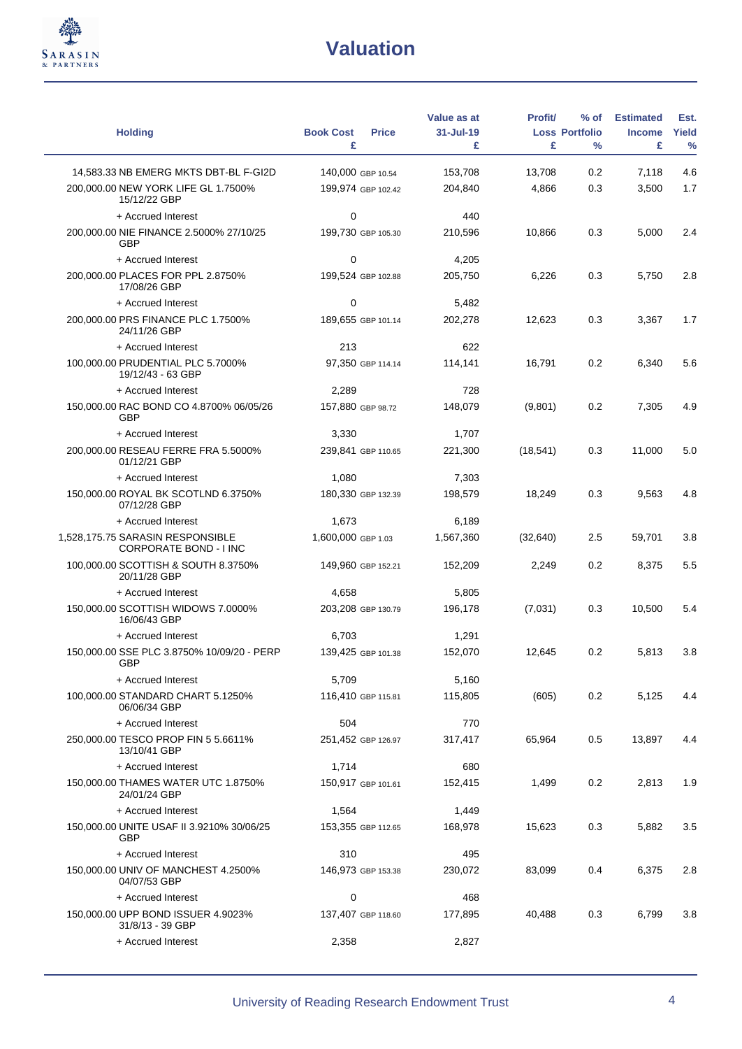# Valuation

| Holding | Book Cost £ | Price | Value as at 31-Jul-19 £ | Profit/ Loss £ | % of Portfolio % | Estimated Income £ | Est. Yield % |
|---|---|---|---|---|---|---|---|
| 14,583.33 NB EMERG MKTS DBT-BL F-GI2D | 140,000 | GBP 10.54 | 153,708 | 13,708 | 0.2 | 7,118 | 4.6 |
| 200,000.00 NEW YORK LIFE GL 1.7500% 15/12/22 GBP | 199,974 | GBP 102.42 | 204,840 | 4,866 | 0.3 | 3,500 | 1.7 |
| + Accrued Interest | 0 | | 440 | | | | |
| 200,000.00 NIE FINANCE 2.5000% 27/10/25 GBP | 199,730 | GBP 105.30 | 210,596 | 10,866 | 0.3 | 5,000 | 2.4 |
| + Accrued Interest | 0 | | 4,205 | | | | |
| 200,000.00 PLACES FOR PPL 2.8750% 17/08/26 GBP | 199,524 | GBP 102.88 | 205,750 | 6,226 | 0.3 | 5,750 | 2.8 |
| + Accrued Interest | 0 | | 5,482 | | | | |
| 200,000.00 PRS FINANCE PLC 1.7500% 24/11/26 GBP | 189,655 | GBP 101.14 | 202,278 | 12,623 | 0.3 | 3,367 | 1.7 |
| + Accrued Interest | 213 | | 622 | | | | |
| 100,000.00 PRUDENTIAL PLC 5.7000% 19/12/43 - 63 GBP | 97,350 | GBP 114.14 | 114,141 | 16,791 | 0.2 | 6,340 | 5.6 |
| + Accrued Interest | 2,289 | | 728 | | | | |
| 150,000.00 RAC BOND CO 4.8700% 06/05/26 GBP | 157,880 | GBP 98.72 | 148,079 | (9,801) | 0.2 | 7,305 | 4.9 |
| + Accrued Interest | 3,330 | | 1,707 | | | | |
| 200,000.00 RESEAU FERRE FRA 5.5000% 01/12/21 GBP | 239,841 | GBP 110.65 | 221,300 | (18,541) | 0.3 | 11,000 | 5.0 |
| + Accrued Interest | 1,080 | | 7,303 | | | | |
| 150,000.00 ROYAL BK SCOTLND 6.3750% 07/12/28 GBP | 180,330 | GBP 132.39 | 198,579 | 18,249 | 0.3 | 9,563 | 4.8 |
| + Accrued Interest | 1,673 | | 6,189 | | | | |
| 1,528,175.75 SARASIN RESPONSIBLE CORPORATE BOND - I INC | 1,600,000 | GBP 1.03 | 1,567,360 | (32,640) | 2.5 | 59,701 | 3.8 |
| 100,000.00 SCOTTISH & SOUTH 8.3750% 20/11/28 GBP | 149,960 | GBP 152.21 | 152,209 | 2,249 | 0.2 | 8,375 | 5.5 |
| + Accrued Interest | 4,658 | | 5,805 | | | | |
| 150,000.00 SCOTTISH WIDOWS 7.0000% 16/06/43 GBP | 203,208 | GBP 130.79 | 196,178 | (7,031) | 0.3 | 10,500 | 5.4 |
| + Accrued Interest | 6,703 | | 1,291 | | | | |
| 150,000.00 SSE PLC 3.8750% 10/09/20 - PERP GBP | 139,425 | GBP 101.38 | 152,070 | 12,645 | 0.2 | 5,813 | 3.8 |
| + Accrued Interest | 5,709 | | 5,160 | | | | |
| 100,000.00 STANDARD CHART 5.1250% 06/06/34 GBP | 116,410 | GBP 115.81 | 115,805 | (605) | 0.2 | 5,125 | 4.4 |
| + Accrued Interest | 504 | | 770 | | | | |
| 250,000.00 TESCO PROP FIN 5 5.6611% 13/10/41 GBP | 251,452 | GBP 126.97 | 317,417 | 65,964 | 0.5 | 13,897 | 4.4 |
| + Accrued Interest | 1,714 | | 680 | | | | |
| 150,000.00 THAMES WATER UTC 1.8750% 24/01/24 GBP | 150,917 | GBP 101.61 | 152,415 | 1,499 | 0.2 | 2,813 | 1.9 |
| + Accrued Interest | 1,564 | | 1,449 | | | | |
| 150,000.00 UNITE USAF II 3.9210% 30/06/25 GBP | 153,355 | GBP 112.65 | 168,978 | 15,623 | 0.3 | 5,882 | 3.5 |
| + Accrued Interest | 310 | | 495 | | | | |
| 150,000.00 UNIV OF MANCHEST 4.2500% 04/07/53 GBP | 146,973 | GBP 153.38 | 230,072 | 83,099 | 0.4 | 6,375 | 2.8 |
| + Accrued Interest | 0 | | 468 | | | | |
| 150,000.00 UPP BOND ISSUER 4.9023% 31/8/13 - 39 GBP | 137,407 | GBP 118.60 | 177,895 | 40,488 | 0.3 | 6,799 | 3.8 |
| + Accrued Interest | 2,358 | | 2,827 | | | | |

University of Reading Research Endowment Trust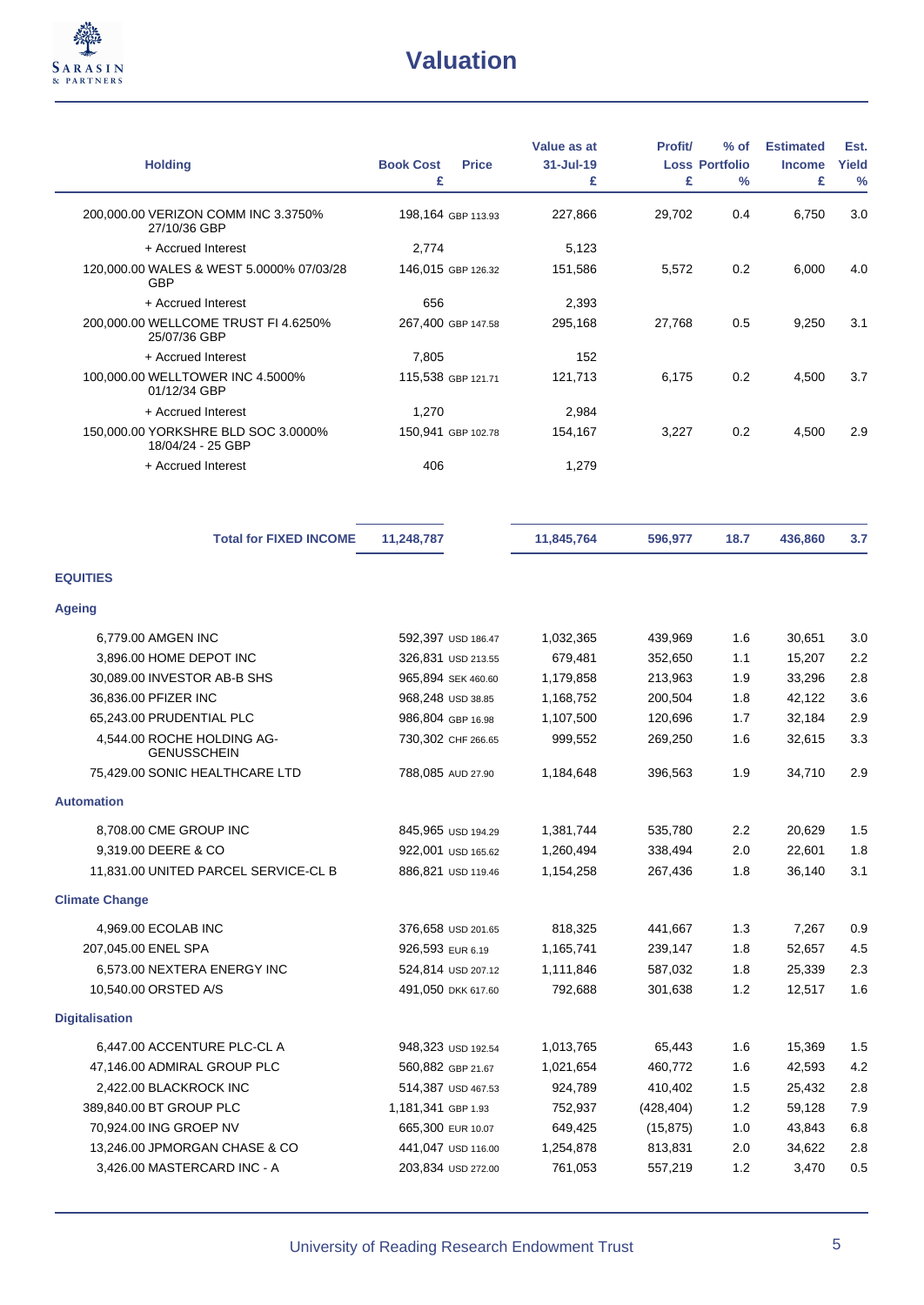# Valuation

| Holding | Book Cost £ | Price | Value as at 31-Jul-19 £ | Profit/ Loss £ | % of Portfolio % | Estimated Income £ | Est. Yield % |
|---|---|---|---|---|---|---|---|
| 200,000.00 VERIZON COMM INC 3.3750% 27/10/36 GBP | 198,164 | GBP 113.93 | 227,866 | 29,702 | 0.4 | 6,750 | 3.0 |
| + Accrued Interest | 2,774 | | 5,123 | | | | |
| 120,000.00 WALES & WEST 5.0000% 07/03/28 GBP | 146,015 | GBP 126.32 | 151,586 | 5,572 | 0.2 | 6,000 | 4.0 |
| + Accrued Interest | 656 | | 2,393 | | | | |
| 200,000.00 WELLCOME TRUST FI 4.6250% 25/07/36 GBP | 267,400 | GBP 147.58 | 295,168 | 27,768 | 0.5 | 9,250 | 3.1 |
| + Accrued Interest | 7,805 | | 152 | | | | |
| 100,000.00 WELLTOWER INC 4.5000% 01/12/34 GBP | 115,538 | GBP 121.71 | 121,713 | 6,175 | 0.2 | 4,500 | 3.7 |
| + Accrued Interest | 1,270 | | 2,984 | | | | |
| 150,000.00 YORKSHRE BLD SOC 3.0000% 18/04/24 - 25 GBP | 150,941 | GBP 102.78 | 154,167 | 3,227 | 0.2 | 4,500 | 2.9 |
| + Accrued Interest | 406 | | 1,279 | | | | |
| **Total for FIXED INCOME** | **11,248,787** | | **11,845,764** | **596,977** | **18.7** | **436,860** | **3.7** |
| **EQUITIES** | | | | | | | |
| **Ageing** | | | | | | | |
| 6,779.00 AMGEN INC | 592,397 | USD 186.47 | 1,032,365 | 439,969 | 1.6 | 30,651 | 3.0 |
| 3,896.00 HOME DEPOT INC | 326,831 | USD 213.55 | 679,481 | 352,650 | 1.1 | 15,207 | 2.2 |
| 30,089.00 INVESTOR AB-B SHS | 965,894 | SEK 460.60 | 1,179,858 | 213,963 | 1.9 | 33,296 | 2.8 |
| 36,836.00 PFIZER INC | 968,248 | USD 38.85 | 1,168,752 | 200,504 | 1.8 | 42,122 | 3.6 |
| 65,243.00 PRUDENTIAL PLC | 986,804 | GBP 16.98 | 1,107,500 | 120,696 | 1.7 | 32,184 | 2.9 |
| 4,544.00 ROCHE HOLDING AG-GENUSSCHEIN | 730,302 | CHF 266.65 | 999,552 | 269,250 | 1.6 | 32,615 | 3.3 |
| 75,429.00 SONIC HEALTHCARE LTD | 788,085 | AUD 27.90 | 1,184,648 | 396,563 | 1.9 | 34,710 | 2.9 |
| **Automation** | | | | | | | |
| 8,708.00 CME GROUP INC | 845,965 | USD 194.29 | 1,381,744 | 535,780 | 2.2 | 20,629 | 1.5 |
| 9,319.00 DEERE & CO | 922,001 | USD 165.62 | 1,260,494 | 338,494 | 2.0 | 22,601 | 1.8 |
| 11,831.00 UNITED PARCEL SERVICE-CL B | 886,821 | USD 119.46 | 1,154,258 | 267,436 | 1.8 | 36,140 | 3.1 |
| **Climate Change** | | | | | | | |
| 4,969.00 ECOLAB INC | 376,658 | USD 201.65 | 818,325 | 441,667 | 1.3 | 7,267 | 0.9 |
| 207,045.00 ENEL SPA | 926,593 | EUR 6.19 | 1,165,741 | 239,147 | 1.8 | 52,657 | 4.5 |
| 6,573.00 NEXTERA ENERGY INC | 524,814 | USD 207.12 | 1,111,846 | 587,032 | 1.8 | 25,339 | 2.3 |
| 10,540.00 ORSTED A/S | 491,050 | DKK 617.60 | 792,688 | 301,638 | 1.2 | 12,517 | 1.6 |
| **Digitalisation** | | | | | | | |
| 6,447.00 ACCENTURE PLC-CL A | 948,323 | USD 192.54 | 1,013,765 | 65,443 | 1.6 | 15,369 | 1.5 |
| 47,146.00 ADMIRAL GROUP PLC | 560,882 | GBP 21.67 | 1,021,654 | 460,772 | 1.6 | 42,593 | 4.2 |
| 2,422.00 BLACKROCK INC | 514,387 | USD 467.53 | 924,789 | 410,402 | 1.5 | 25,432 | 2.8 |
| 389,840.00 BT GROUP PLC | 1,181,341 | GBP 1.93 | 752,937 | (428,404) | 1.2 | 59,128 | 7.9 |
| 70,924.00 ING GROEP NV | 665,300 | EUR 10.07 | 649,425 | (15,875) | 1.0 | 43,843 | 6.8 |
| 13,246.00 JPMORGAN CHASE & CO | 441,047 | USD 116.00 | 1,254,878 | 813,831 | 2.0 | 34,622 | 2.8 |
| 3,426.00 MASTERCARD INC - A | 203,834 | USD 272.00 | 761,053 | 557,219 | 1.2 | 3,470 | 0.5 |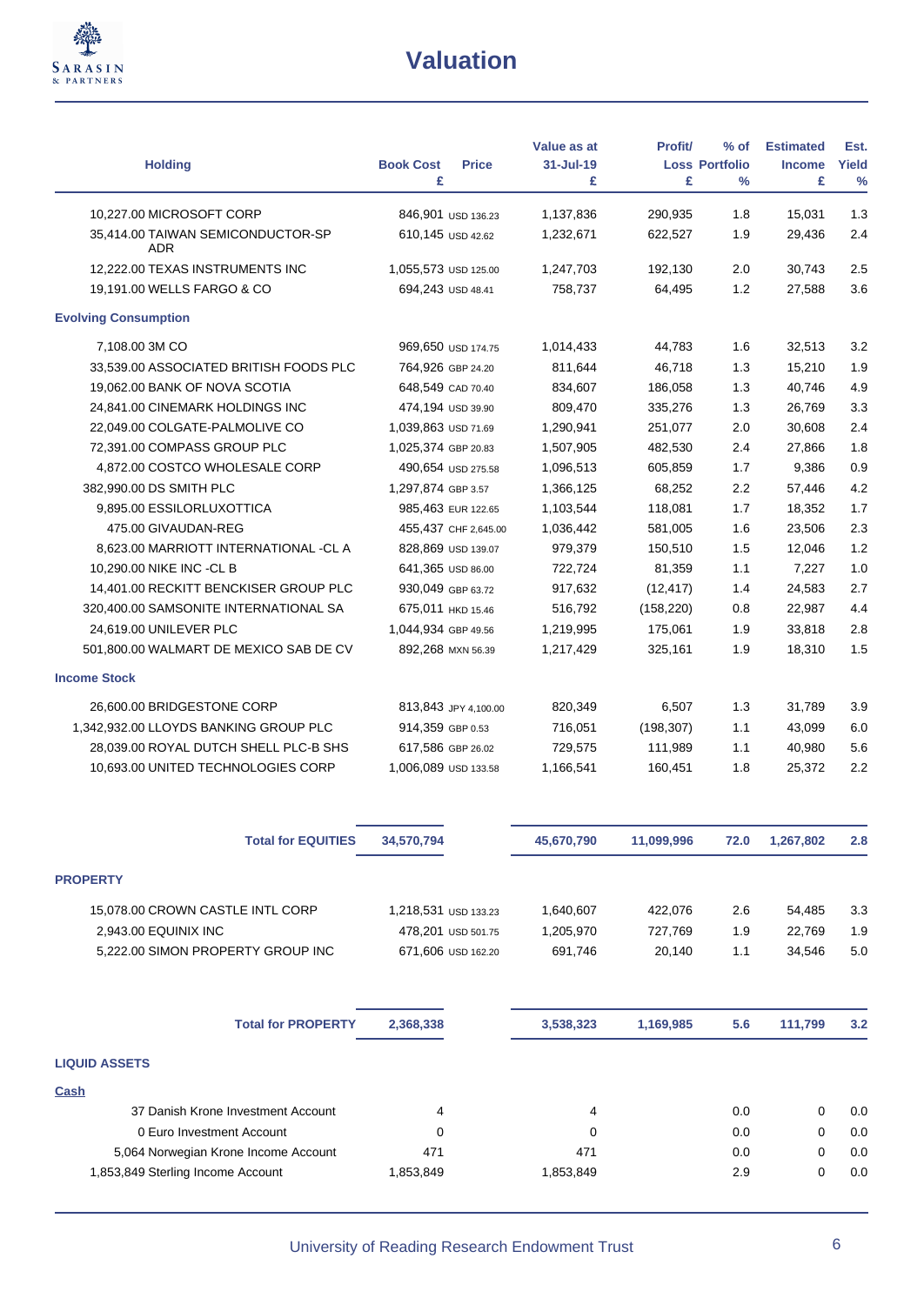# Valuation

| Holding | Book Cost £ | Price | Value as at 31-Jul-19 £ | Profit/ Loss £ | % of Portfolio % | Estimated Income £ | Est. Yield % |
|---|---|---|---|---|---|---|---|
| 10,227.00 MICROSOFT CORP | 846,901 | USD 136.23 | 1,137,836 | 290,935 | 1.8 | 15,031 | 1.3 |
| 35,414.00 TAIWAN SEMICONDUCTOR-SP ADR | 610,145 | USD 42.62 | 1,232,671 | 622,527 | 1.9 | 29,436 | 2.4 |
| 12,222.00 TEXAS INSTRUMENTS INC | 1,055,573 | USD 125.00 | 1,247,703 | 192,130 | 2.0 | 30,743 | 2.5 |
| 19,191.00 WELLS FARGO & CO | 694,243 | USD 48.41 | 758,737 | 64,495 | 1.2 | 27,588 | 3.6 |
| **Evolving Consumption** | | | | | | | |
| 7,108.00 3M CO | 969,650 | USD 174.75 | 1,014,433 | 44,783 | 1.6 | 32,513 | 3.2 |
| 33,539.00 ASSOCIATED BRITISH FOODS PLC | 764,926 | GBP 24.20 | 811,644 | 46,718 | 1.3 | 15,210 | 1.9 |
| 19,062.00 BANK OF NOVA SCOTIA | 648,549 | CAD 70.40 | 834,607 | 186,058 | 1.3 | 40,746 | 4.9 |
| 24,841.00 CINEMARK HOLDINGS INC | 474,194 | USD 39.90 | 809,470 | 335,276 | 1.3 | 26,769 | 3.3 |
| 22,049.00 COLGATE-PALMOLIVE CO | 1,039,863 | USD 71.69 | 1,290,941 | 251,077 | 2.0 | 30,608 | 2.4 |
| 72,391.00 COMPASS GROUP PLC | 1,025,374 | GBP 20.83 | 1,507,905 | 482,530 | 2.4 | 27,866 | 1.8 |
| 4,872.00 COSTCO WHOLESALE CORP | 490,654 | USD 275.58 | 1,096,513 | 605,859 | 1.7 | 9,386 | 0.9 |
| 382,990.00 DS SMITH PLC | 1,297,874 | GBP 3.57 | 1,366,125 | 68,252 | 2.2 | 57,446 | 4.2 |
| 9,895.00 ESSILORLUXOTTICA | 985,463 | EUR 122.65 | 1,103,544 | 118,081 | 1.7 | 18,352 | 1.7 |
| 475.00 GIVAUDAN-REG | 455,437 | CHF 2,645.00 | 1,036,442 | 581,005 | 1.6 | 23,506 | 2.3 |
| 8,623.00 MARRIOTT INTERNATIONAL -CL A | 828,869 | USD 139.07 | 979,379 | 150,510 | 1.5 | 12,046 | 1.2 |
| 10,290.00 NIKE INC -CL B | 641,365 | USD 86.00 | 722,724 | 81,359 | 1.1 | 7,227 | 1.0 |
| 14,401.00 RECKITT BENCKISER GROUP PLC | 930,049 | GBP 63.72 | 917,632 | (12,417) | 1.4 | 24,583 | 2.7 |
| 320,400.00 SAMSONITE INTERNATIONAL SA | 675,011 | HKD 15.46 | 516,792 | (158,220) | 0.8 | 22,987 | 4.4 |
| 24,619.00 UNILEVER PLC | 1,044,934 | GBP 49.56 | 1,219,995 | 175,061 | 1.9 | 33,818 | 2.8 |
| 501,800.00 WALMART DE MEXICO SAB DE CV | 892,268 | MXN 56.39 | 1,217,429 | 325,161 | 1.9 | 18,310 | 1.5 |
| **Income Stock** | | | | | | | |
| 26,600.00 BRIDGESTONE CORP | 813,843 | JPY 4,100.00 | 820,349 | 6,507 | 1.3 | 31,789 | 3.9 |
| 1,342,932.00 LLOYDS BANKING GROUP PLC | 914,359 | GBP 0.53 | 716,051 | (198,307) | 1.1 | 43,099 | 6.0 |
| 28,039.00 ROYAL DUTCH SHELL PLC-B SHS | 617,586 | GBP 26.02 | 729,575 | 111,989 | 1.1 | 40,980 | 5.6 |
| 10,693.00 UNITED TECHNOLOGIES CORP | 1,006,089 | USD 133.58 | 1,166,541 | 160,451 | 1.8 | 25,372 | 2.2 |
| **Total for EQUITIES** | **34,570,794** | | **45,670,790** | **11,099,996** | **72.0** | **1,267,802** | **2.8** |
| **PROPERTY** | | | | | | | |
| 15,078.00 CROWN CASTLE INTL CORP | 1,218,531 | USD 133.23 | 1,640,607 | 422,076 | 2.6 | 54,485 | 3.3 |
| 2,943.00 EQUINIX INC | 478,201 | USD 501.75 | 1,205,970 | 727,769 | 1.9 | 22,769 | 1.9 |
| 5,222.00 SIMON PROPERTY GROUP INC | 671,606 | USD 162.20 | 691,746 | 20,140 | 1.1 | 34,546 | 5.0 |
| **Total for PROPERTY** | **2,368,338** | | **3,538,323** | **1,169,985** | **5.6** | **111,799** | **3.2** |
| **LIQUID ASSETS** | | | | | | | |
| **Cash** | | | | | | | |
| 37 Danish Krone Investment Account | 4 | | 4 | | 0.0 | 0 | 0.0 |
| 0 Euro Investment Account | 0 | | 0 | | 0.0 | 0 | 0.0 |
| 5,064 Norwegian Krone Income Account | 471 | | 471 | | 0.0 | 0 | 0.0 |
| 1,853,849 Sterling Income Account | 1,853,849 | | 1,853,849 | | 2.9 | 0 | 0.0 |

University of Reading Research Endowment Trust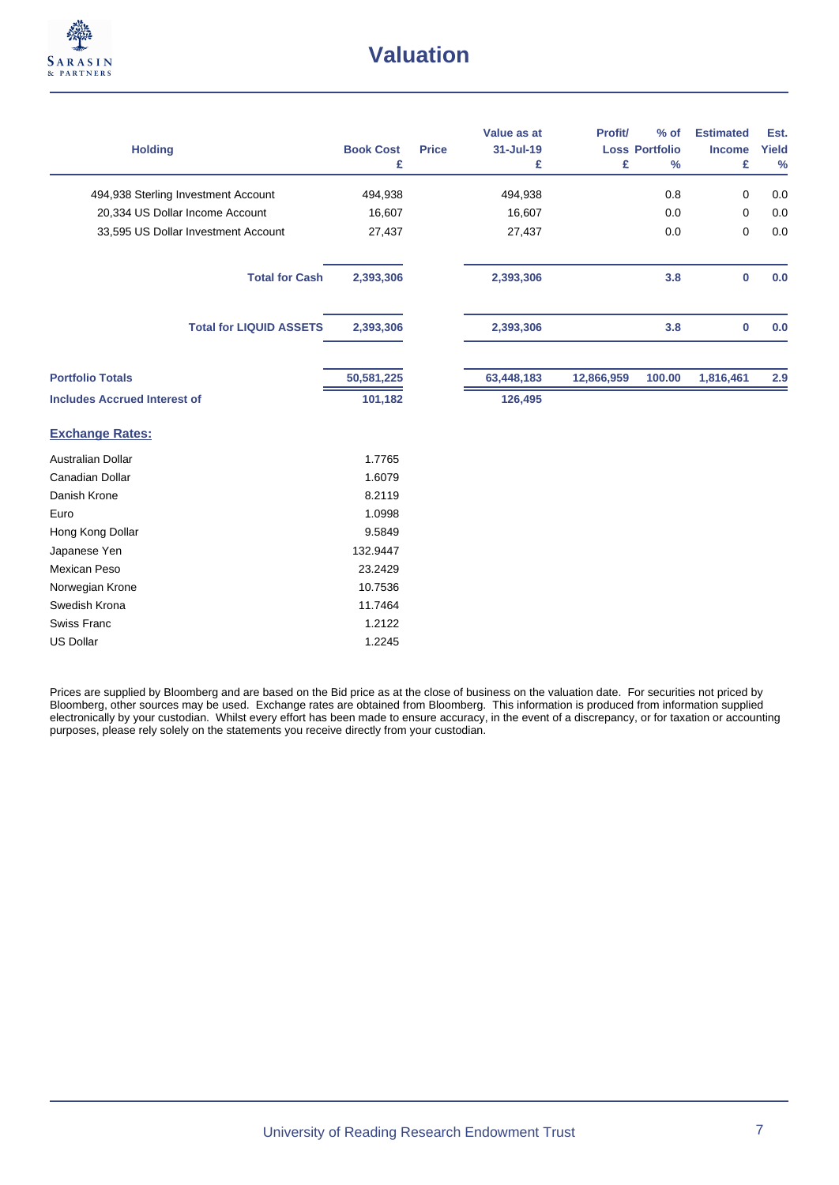# Valuation

| Holding | Book Cost £ | Price | Value as at 31-Jul-19 £ | Profit/ Loss £ | % of Portfolio % | Estimated Income £ | Est. Yield % |
|---|---|---|---|---|---|---|---|
| 494,938 Sterling Investment Account | 494,938 | | 494,938 | | 0.8 | 0 | 0.0 |
| 20,334 US Dollar Income Account | 16,607 | | 16,607 | | 0.0 | 0 | 0.0 |
| 33,595 US Dollar Investment Account | 27,437 | | 27,437 | | 0.0 | 0 | 0.0 |
| **Total for Cash** | **2,393,306** | | **2,393,306** | | **3.8** | **0** | **0.0** |
| **Total for LIQUID ASSETS** | **2,393,306** | | **2,393,306** | | **3.8** | **0** | **0.0** |
| **Portfolio Totals** | **50,581,225** | | **63,448,183** | **12,866,959** | **100.00** | **1,816,461** | **2.9** |
| **Includes Accrued Interest of** | **101,182** | | **126,495** | | | | |

## Exchange Rates:

| | |
|---|---|
| Australian Dollar | 1.7765 |
| Canadian Dollar | 1.6079 |
| Danish Krone | 8.2119 |
| Euro | 1.0998 |
| Hong Kong Dollar | 9.5849 |
| Japanese Yen | 132.9447 |
| Mexican Peso | 23.2429 |
| Norwegian Krone | 10.7536 |
| Swedish Krona | 11.7464 |
| Swiss Franc | 1.2122 |
| US Dollar | 1.2245 |

Prices are supplied by Bloomberg and are based on the Bid price as at the close of business on the valuation date. For securities not priced by Bloomberg, other sources may be used. Exchange rates are obtained from Bloomberg. This information is produced from information supplied electronically by your custodian. Whilst every effort has been made to ensure accuracy, in the event of a discrepancy, or for taxation or accounting purposes, please rely solely on the statements you receive directly from your custodian.